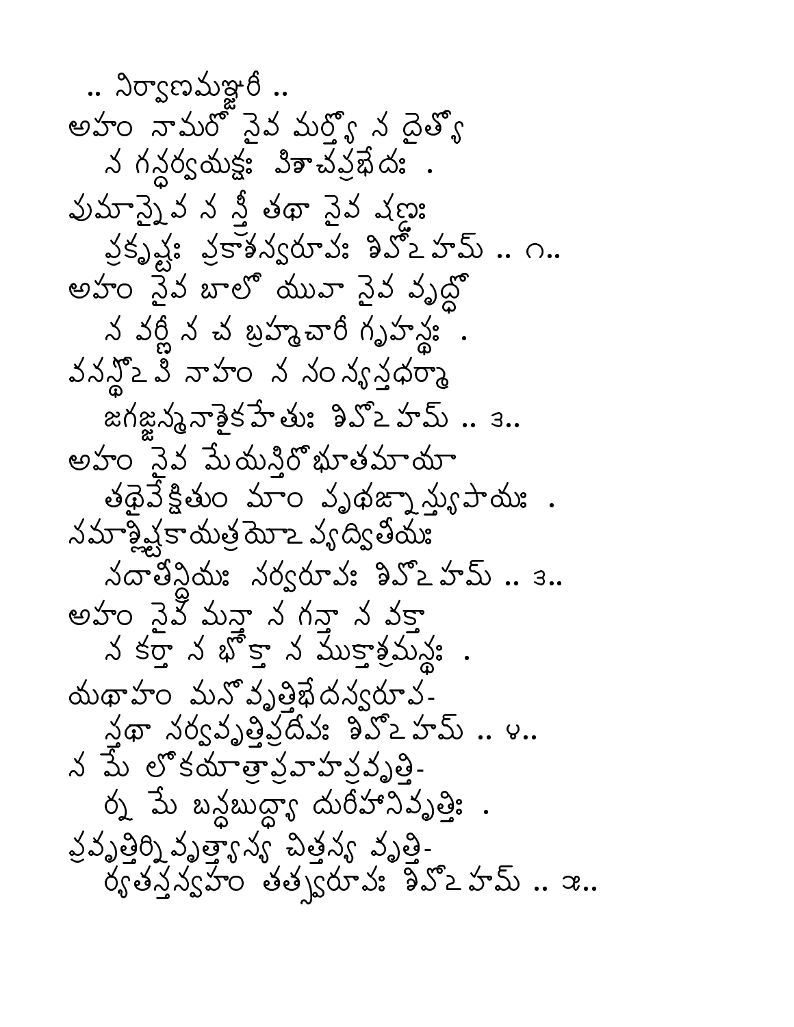.. నిర్వాణమఞ్జరీ ..

అహం నామరో నైవ మర్త్యో న దైత్యో
  న గన్ధర్వయక్షః పిశాచప్రభేదః .
పుమాన్నైవ న స్త్రీ తథా నైవ షణ్ఢః
  ప్రకృష్టః ప్రకాశస్వరూపః శివోఽహమ్ .. ౧..

అహం నైవ బాలో యువా నైవ వృద్ధో
  న వర్ణీ న చ బ్రహ్మచారీ గృహస్థః .
వనస్థోఽపి నాహం న సంన్యస్తధర్మా
  జగజ్జన్మనాశైకహేతుః శివోఽహమ్ .. ౨..

అహం నైవ మేయస్తిరోభూతమాయా
  తథైవేక్షితుం మాం పృథఙ్నాస్త్యుపాయః .
సమాశ్లిష్టకాయత్రయోఽప్యద్వితీయః
  సదాతీన్ద్రియః సర్వరూపః శివోఽహమ్ .. ౩..

అహం నైవ మన్తా న గన్తా న వక్తా
  న కర్తా న భోక్తా న ముక్తాశ్రమస్థః .
యథాహం మనోవృత్తిభేదస్వరూప-
  స్తథా సర్వవృత్తిప్రదీపః శివోఽహమ్ .. ౪..

న మే లోకయాత్రాప్రవాహప్రవృత్తి-
  ర్న మే బన్ధబుద్ధ్యా దురీహానివృత్తిః .
ప్రవృత్తిర్నివృత్త్యాస్య చిత్తస్య వృత్తి-
  ర్యతస్త్వహం తత్స్వరూపః శివోఽహమ్ .. ౫..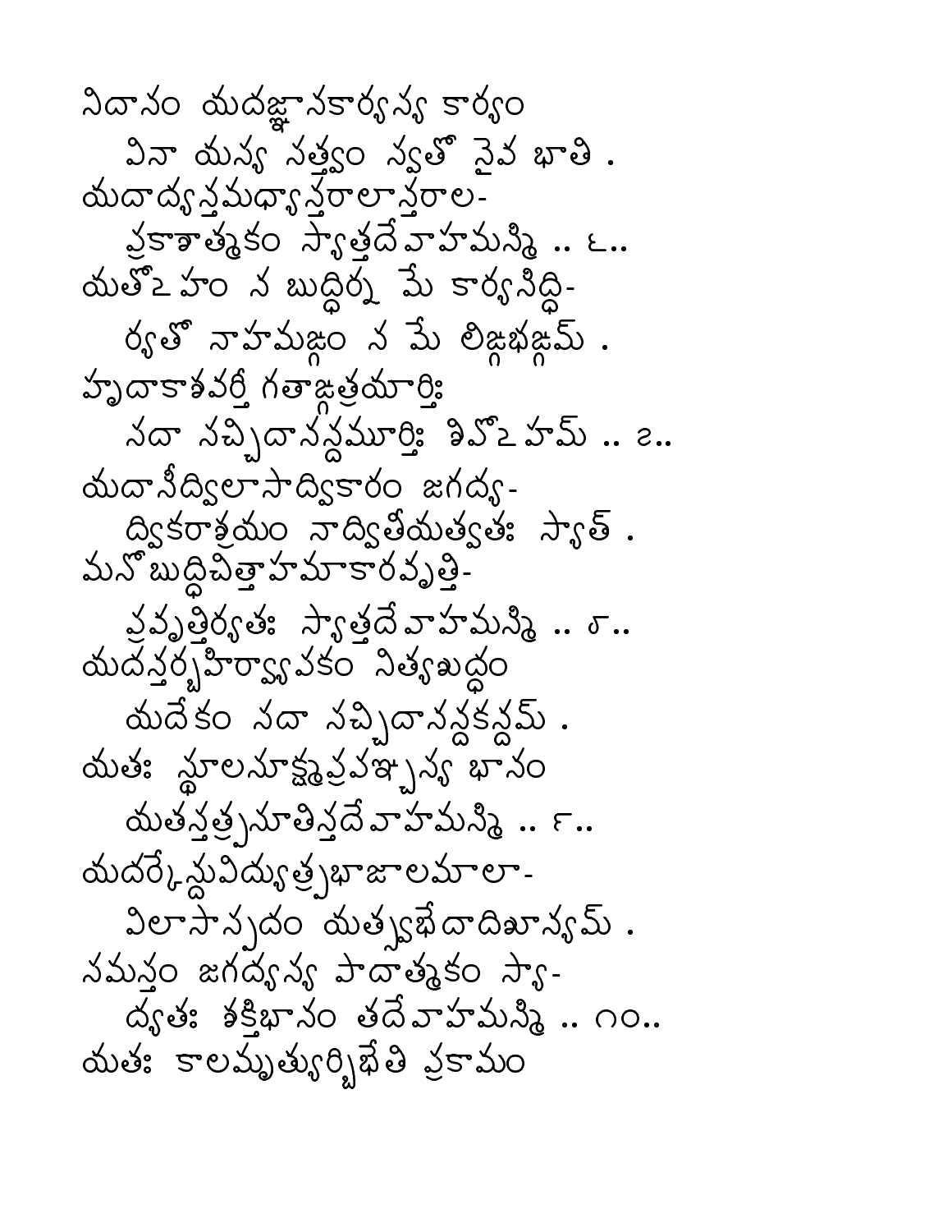నిదానం యదజ్ఞానకార్యస్య కార్యం
  వినా యస్య సత్త్వం స్వతో నైవ భాతి .
యదాద్యన్తమధ్యాన్తరాలాన్తరాల-
  ప్రకాశాత్మకం స్యాత్తదేవాహమస్మి .. ౬..
యతోఽహం న బుద్ధిర్న మే కార్యసిద్ధి-
  ర్యతో నాహమఙ్గం న మే లిఙ్గభఙ్గమ్ .
హృదాకాశవర్తీ గతాఙ్గత్రయార్తిః
  సదా సచ్చిదానన్దమూర్తిః శివోఽహమ్ .. ౭..
యదాసీద్విలాసాద్వికారం జగద్య-
  ద్వికారాశ్రయం నాద్వితీయత్వతః స్యాత్ .
మనోబుద్ధిచిత్తాహమాకారవృత్తి-
  ప్రవృత్తిర్యతః స్యాత్తదేవాహమస్మి .. ౮..
యదన్తర్బహిర్వ్యాపకం నిత్యశుద్ధం
  యదేకం సదా సచ్చిదానన్దకన్దమ్ .
యతః స్థూలసూక్ష్మప్రపఞ్చస్య భానం
  యతస్తత్ప్రసూతిస్తదేవాహమస్మి .. ౯..
యదర్కేన్దువిద్యుత్ప్రభాజాలమాలా-
  విలాసాస్పదం యత్స్వభేదాదిశూన్యమ్ .
సమస్తం జగద్యస్య పాదాత్మకం స్యా-
  ద్యతః శక్తిభానం తదేవాహమస్మి .. ౧౦..
యతః కాలమృత్యుర్బిభేతి ప్రకామం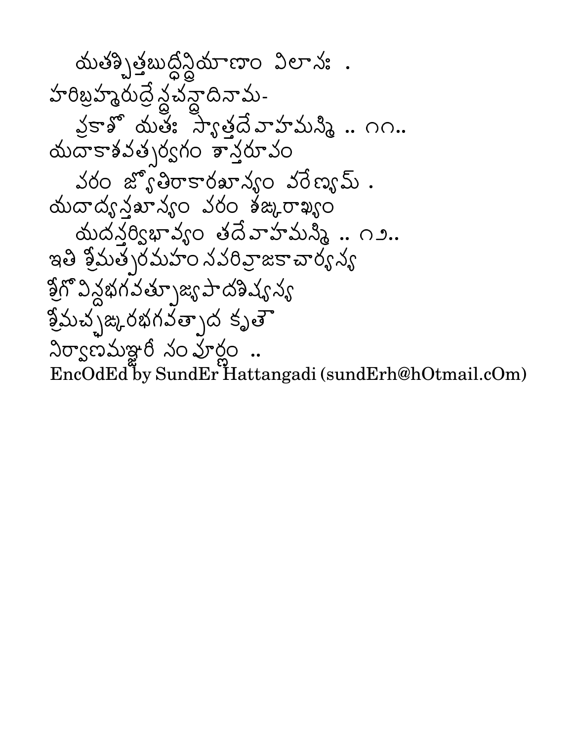యతశ్చిత్తబుద్ధీన్ద్రియాణాం విలాసః .
హరిబ్రహ్మరుద్రేన్ద్రచన్ద్రాదినామ-
ప్రకాశో యతః స్యాత్తదేవాహమస్మి .. ౧౧..
యదాకాశవత్సర్వగం శాన్తరూపం
వరం జ్యోతిరాకారశూన్యం వరేణ్యమ్ .
యదాద్యన్తశూన్యం వరం శఙ్కరాఖ్యం
యదన్తర్విభావ్యం తదేవాహమస్మి .. ౧౨..
ఇతి శ్రీమత్పరమహంసపరివ్రాజకాచార్యస్య
శ్రీగోవిన్దభగవత్పూజ్యపాదశిష్యస్య
శ్రీమచ్ఛఙ్కరభగవత్పాద కృతౌ
నిర్వాణమఞ్జరీ సంపూర్ణం ..
EncOdEd by SundEr Hattangadi (sundErh@hOtmail.cOm)